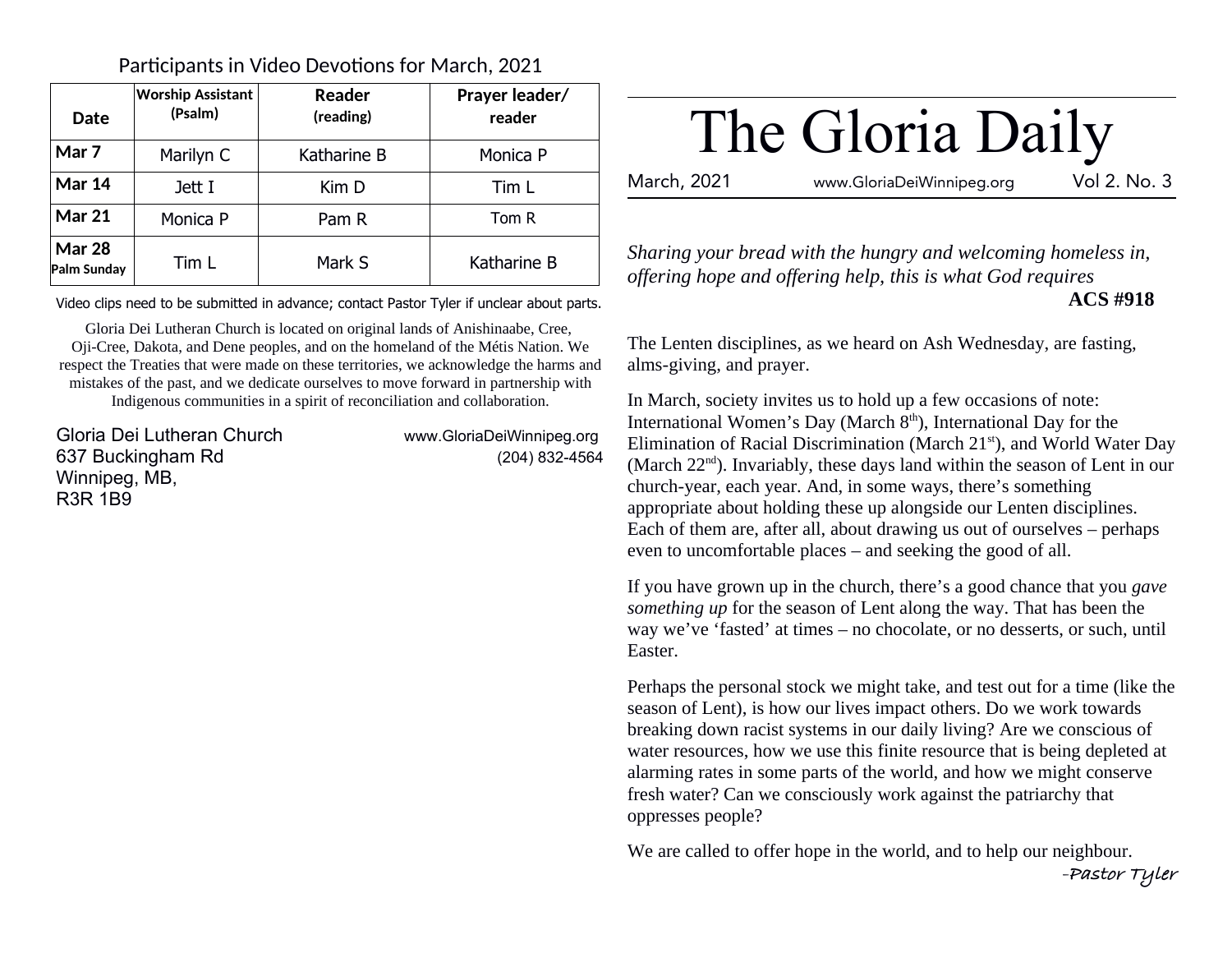Participants in Video Devotions for March, 2021

| Date | Worship Assistant (Psalm) | Reader (reading) | Prayer leader/ reader |
|---|---|---|---|
| Mar 7 | Marilyn C | Katharine B | Monica P |
| Mar 14 | Jett I | Kim D | Tim L |
| Mar 21 | Monica P | Pam R | Tom R |
| Mar 28 Palm Sunday | Tim L | Mark S | Katharine B |

Video clips need to be submitted in advance; contact Pastor Tyler if unclear about parts.

Gloria Dei Lutheran Church is located on original lands of Anishinaabe, Cree, Oji-Cree, Dakota, and Dene peoples, and on the homeland of the Métis Nation. We respect the Treaties that were made on these territories, we acknowledge the harms and mistakes of the past, and we dedicate ourselves to move forward in partnership with Indigenous communities in a spirit of reconciliation and collaboration.

Gloria Dei Lutheran Church
637 Buckingham Rd
Winnipeg, MB,
R3R 1B9

www.GloriaDeiWinnipeg.org
(204) 832-4564

# The Gloria Daily

March, 2021 www.GloriaDeiWinnipeg.org Vol 2. No. 3

*Sharing your bread with the hungry and welcoming homeless in, offering hope and offering help, this is what God requires*

**ACS #918**

The Lenten disciplines, as we heard on Ash Wednesday, are fasting, alms-giving, and prayer.

In March, society invites us to hold up a few occasions of note: International Women's Day (March 8th), International Day for the Elimination of Racial Discrimination (March 21st), and World Water Day (March 22nd). Invariably, these days land within the season of Lent in our church-year, each year. And, in some ways, there's something appropriate about holding these up alongside our Lenten disciplines. Each of them are, after all, about drawing us out of ourselves – perhaps even to uncomfortable places – and seeking the good of all.

If you have grown up in the church, there's a good chance that you *gave something up* for the season of Lent along the way. That has been the way we've 'fasted' at times – no chocolate, or no desserts, or such, until Easter.

Perhaps the personal stock we might take, and test out for a time (like the season of Lent), is how our lives impact others. Do we work towards breaking down racist systems in our daily living? Are we conscious of water resources, how we use this finite resource that is being depleted at alarming rates in some parts of the world, and how we might conserve fresh water? Can we consciously work against the patriarchy that oppresses people?

We are called to offer hope in the world, and to help our neighbour.

-Pastor Tyler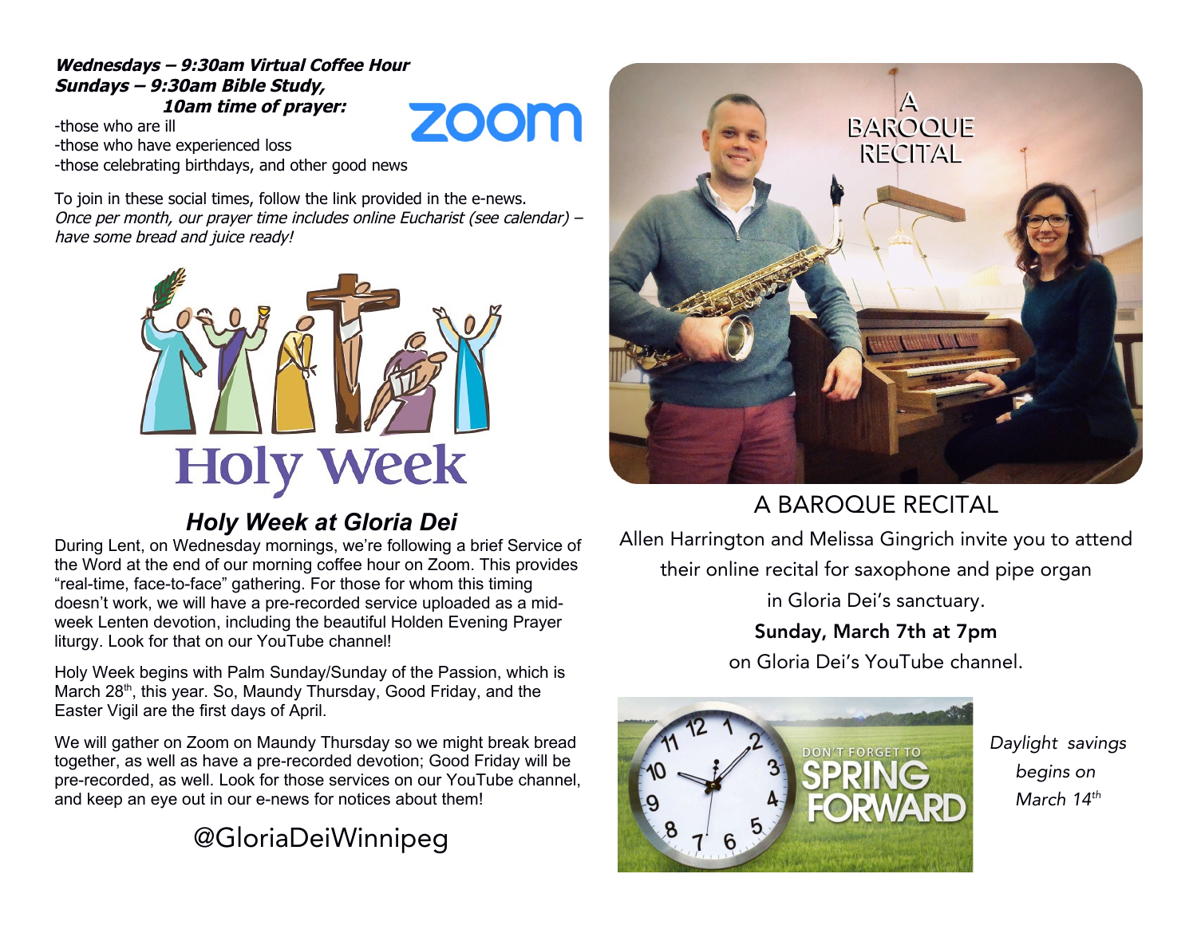***Wednesdays – 9:30am Virtual Coffee Hour***
***Sundays – 9:30am Bible Study,***
***10am time of prayer:***

-those who are ill
-those who have experienced loss
-those celebrating birthdays, and other good news

To join in these social times, follow the link provided in the e-news.
*Once per month, our prayer time includes online Eucharist (see calendar) – have some bread and juice ready!*

## *Holy Week at Gloria Dei*

During Lent, on Wednesday mornings, we're following a brief Service of the Word at the end of our morning coffee hour on Zoom. This provides "real-time, face-to-face" gathering. For those for whom this timing doesn't work, we will have a pre-recorded service uploaded as a mid-week Lenten devotion, including the beautiful Holden Evening Prayer liturgy. Look for that on our YouTube channel!

Holy Week begins with Palm Sunday/Sunday of the Passion, which is March 28th, this year. So, Maundy Thursday, Good Friday, and the Easter Vigil are the first days of April.

We will gather on Zoom on Maundy Thursday so we might break bread together, as well as have a pre-recorded devotion; Good Friday will be pre-recorded, as well. Look for those services on our YouTube channel, and keep an eye out in our e-news for notices about them!

@GloriaDeiWinnipeg

## A BAROQUE RECITAL

Allen Harrington and Melissa Gingrich invite you to attend their online recital for saxophone and pipe organ in Gloria Dei's sanctuary.

**Sunday, March 7th at 7pm**

on Gloria Dei's YouTube channel.

*Daylight savings begins on March 14th*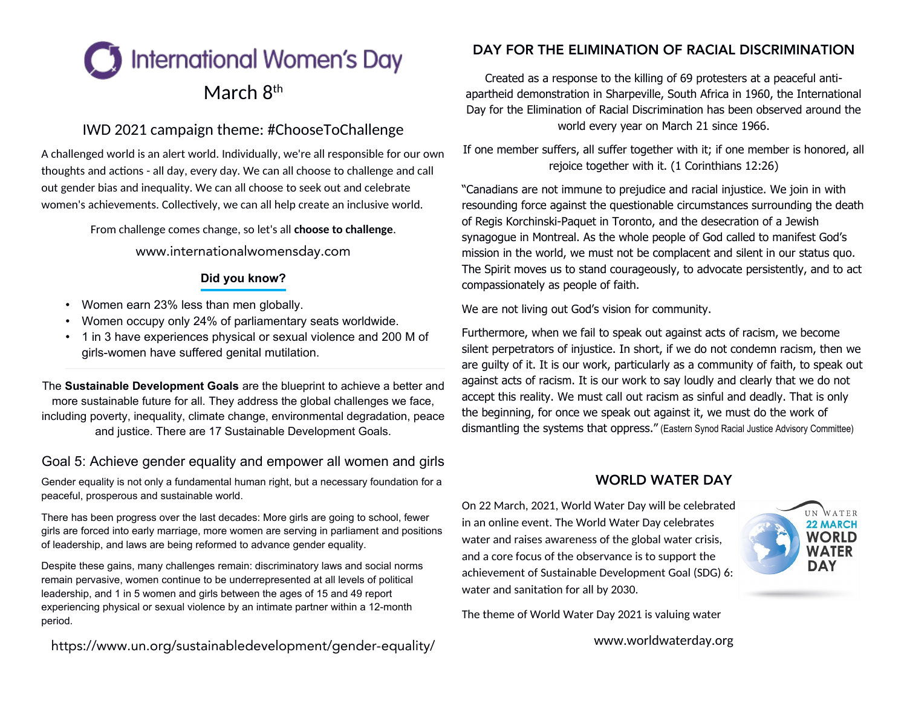# International Women's Day

March 8th

## IWD 2021 campaign theme: #ChooseToChallenge

A challenged world is an alert world. Individually, we're all responsible for our own thoughts and actions - all day, every day. We can all choose to challenge and call out gender bias and inequality. We can all choose to seek out and celebrate women's achievements. Collectively, we can all help create an inclusive world.

From challenge comes change, so let's all **choose to challenge**.

www.internationalwomensday.com

**Did you know?**

- Women earn 23% less than men globally.
- Women occupy only 24% of parliamentary seats worldwide.
- 1 in 3 have experiences physical or sexual violence and 200 M of girls-women have suffered genital mutilation.

---

The **Sustainable Development Goals** are the blueprint to achieve a better and more sustainable future for all. They address the global challenges we face, including poverty, inequality, climate change, environmental degradation, peace and justice. There are 17 Sustainable Development Goals.

### Goal 5: Achieve gender equality and empower all women and girls

Gender equality is not only a fundamental human right, but a necessary foundation for a peaceful, prosperous and sustainable world.

There has been progress over the last decades: More girls are going to school, fewer girls are forced into early marriage, more women are serving in parliament and positions of leadership, and laws are being reformed to advance gender equality.

Despite these gains, many challenges remain: discriminatory laws and social norms remain pervasive, women continue to be underrepresented at all levels of political leadership, and 1 in 5 women and girls between the ages of 15 and 49 report experiencing physical or sexual violence by an intimate partner within a 12-month period.

https://www.un.org/sustainabledevelopment/gender-equality/

## DAY FOR THE ELIMINATION OF RACIAL DISCRIMINATION

Created as a response to the killing of 69 protesters at a peaceful anti-apartheid demonstration in Sharpeville, South Africa in 1960, the International Day for the Elimination of Racial Discrimination has been observed around the world every year on March 21 since 1966.

If one member suffers, all suffer together with it; if one member is honored, all rejoice together with it. (1 Corinthians 12:26)

"Canadians are not immune to prejudice and racial injustice. We join in with resounding force against the questionable circumstances surrounding the death of Regis Korchinski-Paquet in Toronto, and the desecration of a Jewish synagogue in Montreal. As the whole people of God called to manifest God's mission in the world, we must not be complacent and silent in our status quo. The Spirit moves us to stand courageously, to advocate persistently, and to act compassionately as people of faith.

We are not living out God's vision for community.

Furthermore, when we fail to speak out against acts of racism, we become silent perpetrators of injustice. In short, if we do not condemn racism, then we are guilty of it. It is our work, particularly as a community of faith, to speak out against acts of racism. It is our work to say loudly and clearly that we do not accept this reality. We must call out racism as sinful and deadly. That is only the beginning, for once we speak out against it, we must do the work of dismantling the systems that oppress." (Eastern Synod Racial Justice Advisory Committee)

## WORLD WATER DAY

On 22 March, 2021, World Water Day will be celebrated in an online event. The World Water Day celebrates water and raises awareness of the global water crisis, and a core focus of the observance is to support the achievement of Sustainable Development Goal (SDG) 6: water and sanitation for all by 2030.

UN WATER
22 MARCH
WORLD WATER DAY

The theme of World Water Day 2021 is valuing water

www.worldwaterday.org